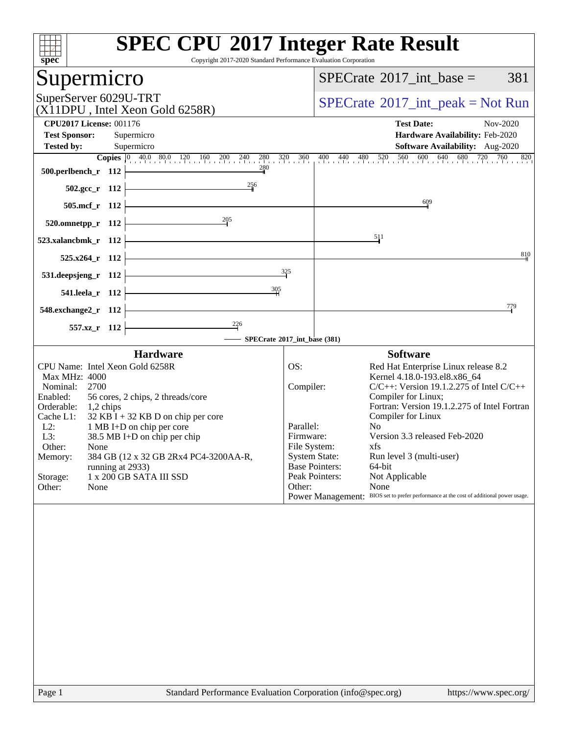# SPEC CPU 2017 Integer Rate Result

Copyright 2017-2020 Standard Performance Evaluation Corporation

## Supermicro

SuperServer 6029U-TRT
(X11DPU , Intel Xeon Gold 6258R)

SPECrate 2017_int_base = 381

SPECrate 2017_int_peak = Not Run

**CPU2017 License:** 001176
**Test Sponsor:** Supermicro
**Tested by:** Supermicro

**Test Date:** Nov-2020
**Hardware Availability:** Feb-2020
**Software Availability:** Aug-2020

| Benchmark | Copies | SPECrate 2017_int_base |
|---|---|---|
| 500.perlbench_r | 112 | 280 |
| 502.gcc_r | 112 | 256 |
| 505.mcf_r | 112 | 609 |
| 520.omnetpp_r | 112 | 205 |
| 523.xalancbmk_r | 112 | 511 |
| 525.x264_r | 112 | 810 |
| 531.deepsjeng_r | 112 | 325 |
| 541.leela_r | 112 | 305 |
| 548.exchange2_r | 112 | 779 |
| 557.xz_r | 112 | 226 |

SPECrate 2017_int_base (381)

### Hardware

| | |
|---|---|
| CPU Name: | Intel Xeon Gold 6258R |
| Max MHz: | 4000 |
| Nominal: | 2700 |
| Enabled: | 56 cores, 2 chips, 2 threads/core |
| Orderable: | 1,2 chips |
| Cache L1: | 32 KB I + 32 KB D on chip per core |
| L2: | 1 MB I+D on chip per core |
| L3: | 38.5 MB I+D on chip per chip |
| Other: | None |
| Memory: | 384 GB (12 x 32 GB 2Rx4 PC4-3200AA-R, running at 2933) |
| Storage: | 1 x 200 GB SATA III SSD |
| Other: | None |

### Software

| | |
|---|---|
| OS: | Red Hat Enterprise Linux release 8.2 Kernel 4.18.0-193.el8.x86_64 |
| Compiler: | C/C++: Version 19.1.2.275 of Intel C/C++ Compiler for Linux; Fortran: Version 19.1.2.275 of Intel Fortran Compiler for Linux |
| Parallel: | No |
| Firmware: | Version 3.3 released Feb-2020 |
| File System: | xfs |
| System State: | Run level 3 (multi-user) |
| Base Pointers: | 64-bit |
| Peak Pointers: | Not Applicable |
| Other: | None |
| Power Management: | BIOS set to prefer performance at the cost of additional power usage. |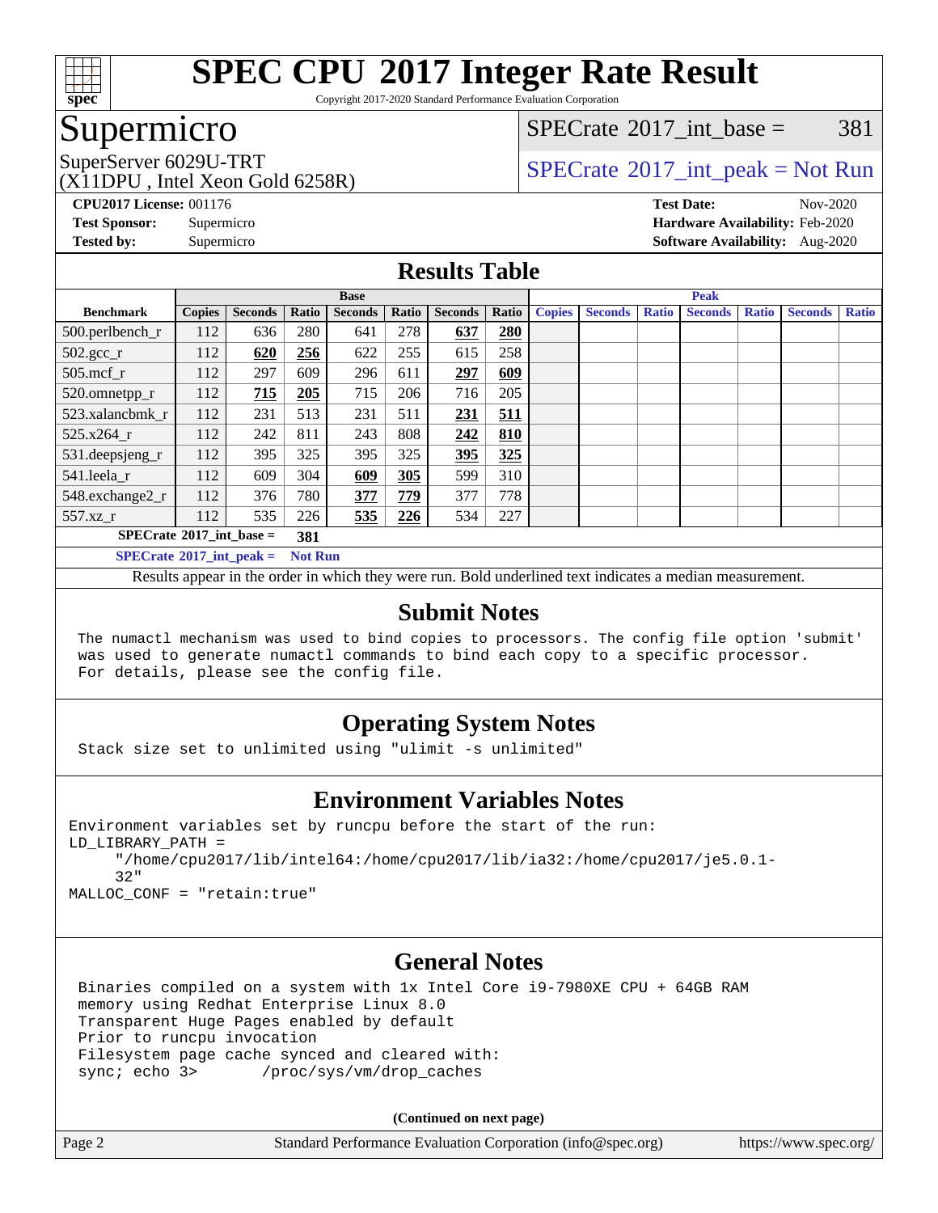# SPEC CPU 2017 Integer Rate Result

Copyright 2017-2020 Standard Performance Evaluation Corporation

## Supermicro

SuperServer 6029U-TRT
(X11DPU , Intel Xeon Gold 6258R)

SPECrate 2017_int_base = 381

SPECrate 2017_int_peak = Not Run

**CPU2017 License:** 001176
**Test Sponsor:** Supermicro
**Tested by:** Supermicro

**Test Date:** Nov-2020
**Hardware Availability:** Feb-2020
**Software Availability:** Aug-2020

## Results Table

| Benchmark | Base | | | | | | | Peak | | | | | | |
|---|---|---|---|---|---|---|---|---|---|---|---|---|---|---|
| | Copies | Seconds | Ratio | Seconds | Ratio | Seconds | Ratio | Copies | Seconds | Ratio | Seconds | Ratio | Seconds | Ratio |
| 500.perlbench_r | 112 | 636 | 280 | 641 | 278 | **637** | **280** | | | | | | | |
| 502.gcc_r | 112 | **620** | **256** | 622 | 255 | 615 | 258 | | | | | | | |
| 505.mcf_r | 112 | 297 | 609 | 296 | 611 | **297** | **609** | | | | | | | |
| 520.omnetpp_r | 112 | **715** | **205** | 715 | 206 | 716 | 205 | | | | | | | |
| 523.xalancbmk_r | 112 | 231 | 513 | 231 | 511 | **231** | **511** | | | | | | | |
| 525.x264_r | 112 | 242 | 811 | 243 | 808 | **242** | **810** | | | | | | | |
| 531.deepsjeng_r | 112 | 395 | 325 | 395 | 325 | **395** | **325** | | | | | | | |
| 541.leela_r | 112 | 609 | 304 | **609** | **305** | 599 | 310 | | | | | | | |
| 548.exchange2_r | 112 | 376 | 780 | **377** | **779** | 377 | 778 | | | | | | | |
| 557.xz_r | 112 | 535 | 226 | **535** | **226** | 534 | 227 | | | | | | | |

**SPECrate 2017_int_base = 381**

**SPECrate 2017_int_peak = Not Run**

Results appear in the order in which they were run. Bold underlined text indicates a median measurement.

## Submit Notes

```
The numactl mechanism was used to bind copies to processors. The config file option 'submit'
was used to generate numactl commands to bind each copy to a specific processor.
For details, please see the config file.
```

## Operating System Notes

```
Stack size set to unlimited using "ulimit -s unlimited"
```

## Environment Variables Notes

```
Environment variables set by runcpu before the start of the run:
LD_LIBRARY_PATH =
     "/home/cpu2017/lib/intel64:/home/cpu2017/lib/ia32:/home/cpu2017/je5.0.1-
     32"
MALLOC_CONF = "retain:true"
```

## General Notes

```
Binaries compiled on a system with 1x Intel Core i9-7980XE CPU + 64GB RAM
memory using Redhat Enterprise Linux 8.0
Transparent Huge Pages enabled by default
Prior to runcpu invocation
Filesystem page cache synced and cleared with:
sync; echo 3>       /proc/sys/vm/drop_caches
```

**(Continued on next page)**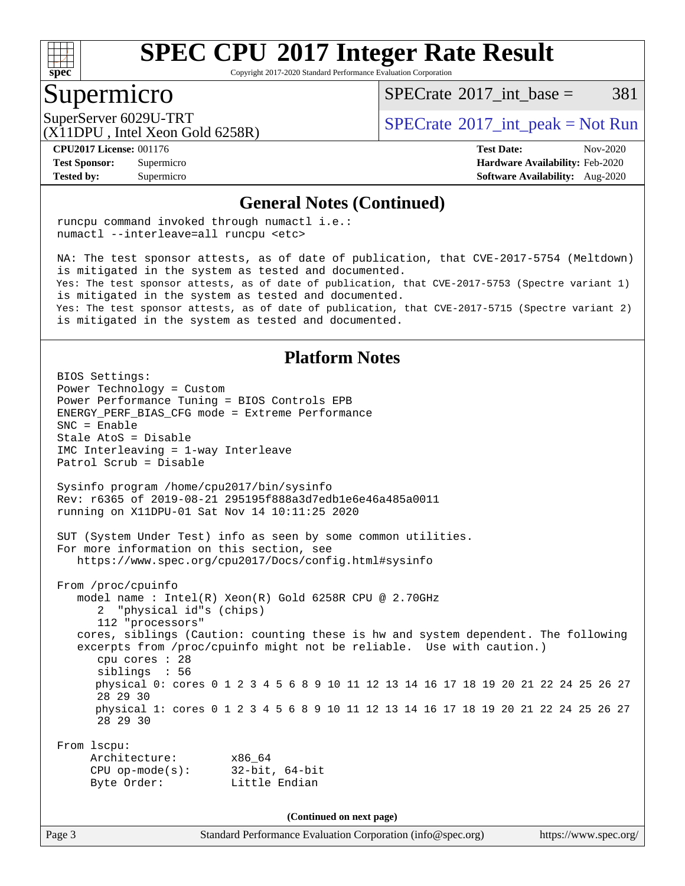## General Notes (Continued)

```
runcpu command invoked through numactl i.e.:
numactl --interleave=all runcpu <etc>

NA: The test sponsor attests, as of date of publication, that CVE-2017-5754 (Meltdown)
is mitigated in the system as tested and documented.
Yes: The test sponsor attests, as of date of publication, that CVE-2017-5753 (Spectre variant 1)
is mitigated in the system as tested and documented.
Yes: The test sponsor attests, as of date of publication, that CVE-2017-5715 (Spectre variant 2)
is mitigated in the system as tested and documented.
```

## Platform Notes

```
BIOS Settings:
Power Technology = Custom
Power Performance Tuning = BIOS Controls EPB
ENERGY_PERF_BIAS_CFG mode = Extreme Performance
SNC = Enable
Stale AtoS = Disable
IMC Interleaving = 1-way Interleave
Patrol Scrub = Disable

Sysinfo program /home/cpu2017/bin/sysinfo
Rev: r6365 of 2019-08-21 295195f888a3d7edb1e6e46a485a0011
running on X11DPU-01 Sat Nov 14 10:11:25 2020

SUT (System Under Test) info as seen by some common utilities.
For more information on this section, see
   https://www.spec.org/cpu2017/Docs/config.html#sysinfo

From /proc/cpuinfo
   model name : Intel(R) Xeon(R) Gold 6258R CPU @ 2.70GHz
      2  "physical id"s (chips)
      112 "processors"
   cores, siblings (Caution: counting these is hw and system dependent. The following
   excerpts from /proc/cpuinfo might not be reliable.  Use with caution.)
      cpu cores : 28
      siblings  : 56
      physical 0: cores 0 1 2 3 4 5 6 8 9 10 11 12 13 14 16 17 18 19 20 21 22 24 25 26 27
      28 29 30
      physical 1: cores 0 1 2 3 4 5 6 8 9 10 11 12 13 14 16 17 18 19 20 21 22 24 25 26 27
      28 29 30

From lscpu:
     Architecture:        x86_64
     CPU op-mode(s):      32-bit, 64-bit
     Byte Order:          Little Endian
```

(Continued on next page)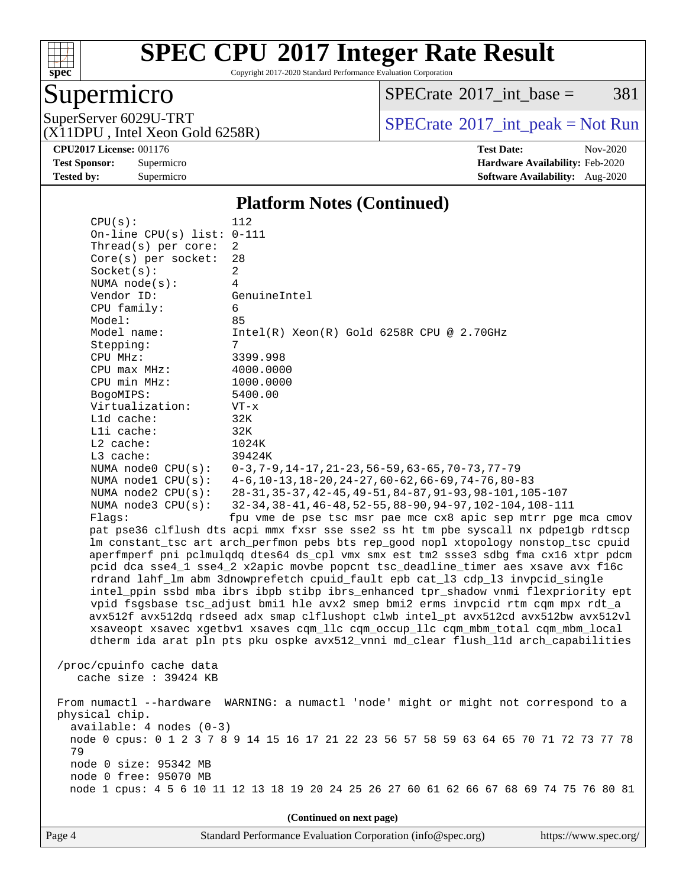# SPEC CPU 2017 Integer Rate Result

Copyright 2017-2020 Standard Performance Evaluation Corporation

## Supermicro

SuperServer 6029U-TRT
(X11DPU , Intel Xeon Gold 6258R)

SPECrate 2017_int_base = 381

SPECrate 2017_int_peak = Not Run

**CPU2017 License:** 001176
**Test Sponsor:** Supermicro
**Tested by:** Supermicro

**Test Date:** Nov-2020
**Hardware Availability:** Feb-2020
**Software Availability:** Aug-2020

### Platform Notes (Continued)

```
CPU(s):                112
On-line CPU(s) list:   0-111
Thread(s) per core:    2
Core(s) per socket:    28
Socket(s):             2
NUMA node(s):          4
Vendor ID:             GenuineIntel
CPU family:            6
Model:                 85
Model name:            Intel(R) Xeon(R) Gold 6258R CPU @ 2.70GHz
Stepping:              7
CPU MHz:               3399.998
CPU max MHz:           4000.0000
CPU min MHz:           1000.0000
BogoMIPS:              5400.00
Virtualization:        VT-x
L1d cache:             32K
L1i cache:             32K
L2 cache:              1024K
L3 cache:              39424K
NUMA node0 CPU(s):     0-3,7-9,14-17,21-23,56-59,63-65,70-73,77-79
NUMA node1 CPU(s):     4-6,10-13,18-20,24-27,60-62,66-69,74-76,80-83
NUMA node2 CPU(s):     28-31,35-37,42-45,49-51,84-87,91-93,98-101,105-107
NUMA node3 CPU(s):     32-34,38-41,46-48,52-55,88-90,94-97,102-104,108-111
Flags:                 fpu vme de pse tsc msr pae mce cx8 apic sep mtrr pge mca cmov
pat pse36 clflush dts acpi mmx fxsr sse sse2 ss ht tm pbe syscall nx pdpe1gb rdtscp
lm constant_tsc art arch_perfmon pebs bts rep_good nopl xtopology nonstop_tsc cpuid
aperfmperf pni pclmulqdq dtes64 ds_cpl vmx smx est tm2 ssse3 sdbg fma cx16 xtpr pdcm
pcid dca sse4_1 sse4_2 x2apic movbe popcnt tsc_deadline_timer aes xsave avx f16c
rdrand lahf_lm abm 3dnowprefetch cpuid_fault epb cat_l3 cdp_l3 invpcid_single
intel_ppin ssbd mba ibrs ibpb stibp ibrs_enhanced tpr_shadow vnmi flexpriority ept
vpid fsgsbase tsc_adjust bmi1 hle avx2 smep bmi2 erms invpcid rtm cqm mpx rdt_a
avx512f avx512dq rdseed adx smap clflushopt clwb intel_pt avx512cd avx512bw avx512vl
xsaveopt xsavec xgetbv1 xsaves cqm_llc cqm_occup_llc cqm_mbm_total cqm_mbm_local
dtherm ida arat pln pts pku ospke avx512_vnni md_clear flush_l1d arch_capabilities

/proc/cpuinfo cache data
   cache size : 39424 KB

From numactl --hardware  WARNING: a numactl 'node' might or might not correspond to a
physical chip.
  available: 4 nodes (0-3)
  node 0 cpus: 0 1 2 3 7 8 9 14 15 16 17 21 22 23 56 57 58 59 63 64 65 70 71 72 73 77 78
  79
  node 0 size: 95342 MB
  node 0 free: 95070 MB
  node 1 cpus: 4 5 6 10 11 12 13 18 19 20 24 25 26 27 60 61 62 66 67 68 69 74 75 76 80 81
```

(Continued on next page)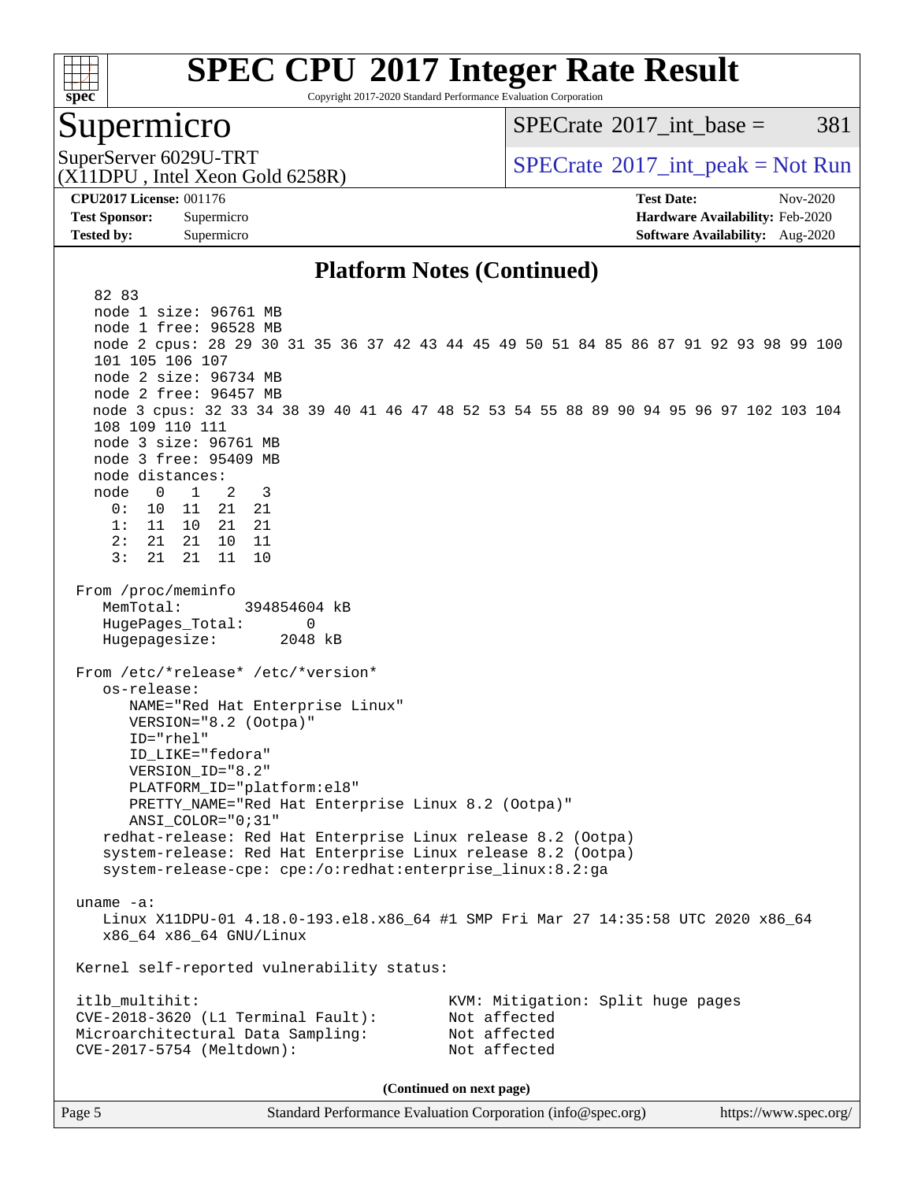## Platform Notes (Continued)

```
  82 83
  node 1 size: 96761 MB
  node 1 free: 96528 MB
  node 2 cpus: 28 29 30 31 35 36 37 42 43 44 45 49 50 51 84 85 86 87 91 92 93 98 99 100
  101 105 106 107
  node 2 size: 96734 MB
  node 2 free: 96457 MB
  node 3 cpus: 32 33 34 38 39 40 41 46 47 48 52 53 54 55 88 89 90 94 95 96 97 102 103 104
  108 109 110 111
  node 3 size: 96761 MB
  node 3 free: 95409 MB
  node distances:
  node   0   1   2   3
    0:  10  11  21  21
    1:  11  10  21  21
    2:  21  21  10  11
    3:  21  21  11  10

From /proc/meminfo
   MemTotal:       394854604 kB
   HugePages_Total:       0
   Hugepagesize:       2048 kB

From /etc/*release* /etc/*version*
   os-release:
      NAME="Red Hat Enterprise Linux"
      VERSION="8.2 (Ootpa)"
      ID="rhel"
      ID_LIKE="fedora"
      VERSION_ID="8.2"
      PLATFORM_ID="platform:el8"
      PRETTY_NAME="Red Hat Enterprise Linux 8.2 (Ootpa)"
      ANSI_COLOR="0;31"
   redhat-release: Red Hat Enterprise Linux release 8.2 (Ootpa)
   system-release: Red Hat Enterprise Linux release 8.2 (Ootpa)
   system-release-cpe: cpe:/o:redhat:enterprise_linux:8.2:ga

uname -a:
   Linux X11DPU-01 4.18.0-193.el8.x86_64 #1 SMP Fri Mar 27 14:35:58 UTC 2020 x86_64
   x86_64 x86_64 GNU/Linux

Kernel self-reported vulnerability status:

itlb_multihit:                            KVM: Mitigation: Split huge pages
CVE-2018-3620 (L1 Terminal Fault):        Not affected
Microarchitectural Data Sampling:         Not affected
CVE-2017-5754 (Meltdown):                 Not affected
```

(Continued on next page)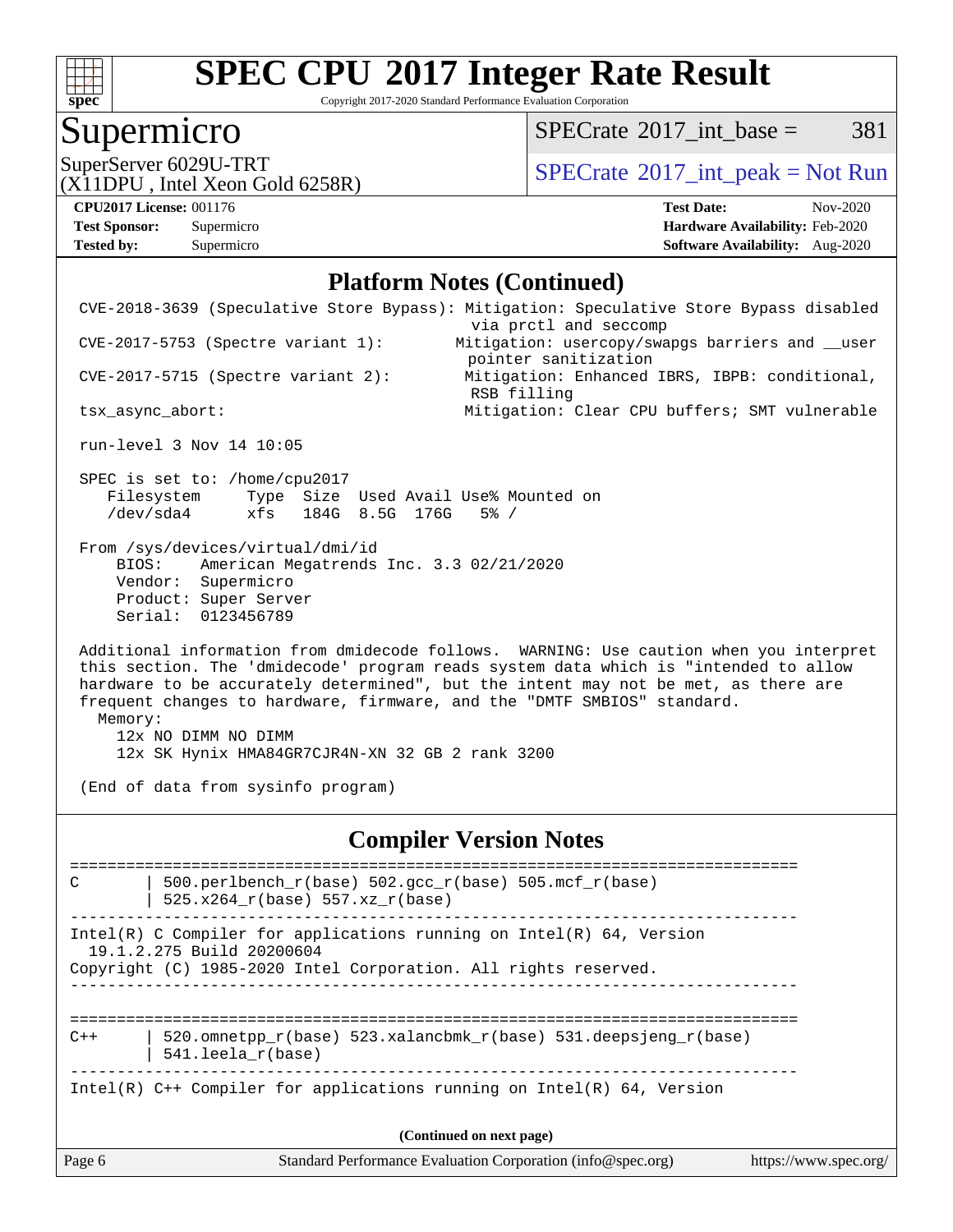# SPEC CPU 2017 Integer Rate Result

Copyright 2017-2020 Standard Performance Evaluation Corporation

## Supermicro

SuperServer 6029U-TRT
(X11DPU , Intel Xeon Gold 6258R)

SPECrate 2017_int_base = 381

SPECrate 2017_int_peak = Not Run

**CPU2017 License:** 001176
**Test Sponsor:** Supermicro
**Tested by:** Supermicro

**Test Date:** Nov-2020
**Hardware Availability:** Feb-2020
**Software Availability:** Aug-2020

### Platform Notes (Continued)

```
 CVE-2018-3639 (Speculative Store Bypass): Mitigation: Speculative Store Bypass disabled
                                            via prctl and seccomp
 CVE-2017-5753 (Spectre variant 1):        Mitigation: usercopy/swapgs barriers and __user
                                            pointer sanitization
 CVE-2017-5715 (Spectre variant 2):         Mitigation: Enhanced IBRS, IBPB: conditional,
                                            RSB filling
 tsx_async_abort:                           Mitigation: Clear CPU buffers; SMT vulnerable

 run-level 3 Nov 14 10:05

 SPEC is set to: /home/cpu2017
    Filesystem     Type  Size  Used Avail Use% Mounted on
    /dev/sda4      xfs   184G  8.5G  176G   5% /

 From /sys/devices/virtual/dmi/id
     BIOS:    American Megatrends Inc. 3.3 02/21/2020
     Vendor:  Supermicro
     Product: Super Server
     Serial:  0123456789

 Additional information from dmidecode follows.  WARNING: Use caution when you interpret
 this section. The 'dmidecode' program reads system data which is "intended to allow
 hardware to be accurately determined", but the intent may not be met, as there are
 frequent changes to hardware, firmware, and the "DMTF SMBIOS" standard.
   Memory:
     12x NO DIMM NO DIMM
     12x SK Hynix HMA84GR7CJR4N-XN 32 GB 2 rank 3200

 (End of data from sysinfo program)
```

### Compiler Version Notes

```
==============================================================================
C       | 500.perlbench_r(base) 502.gcc_r(base) 505.mcf_r(base)
        | 525.x264_r(base) 557.xz_r(base)
------------------------------------------------------------------------------
Intel(R) C Compiler for applications running on Intel(R) 64, Version
  19.1.2.275 Build 20200604
Copyright (C) 1985-2020 Intel Corporation. All rights reserved.
------------------------------------------------------------------------------

==============================================================================
C++     | 520.omnetpp_r(base) 523.xalancbmk_r(base) 531.deepsjeng_r(base)
        | 541.leela_r(base)
------------------------------------------------------------------------------
Intel(R) C++ Compiler for applications running on Intel(R) 64, Version
```

(Continued on next page)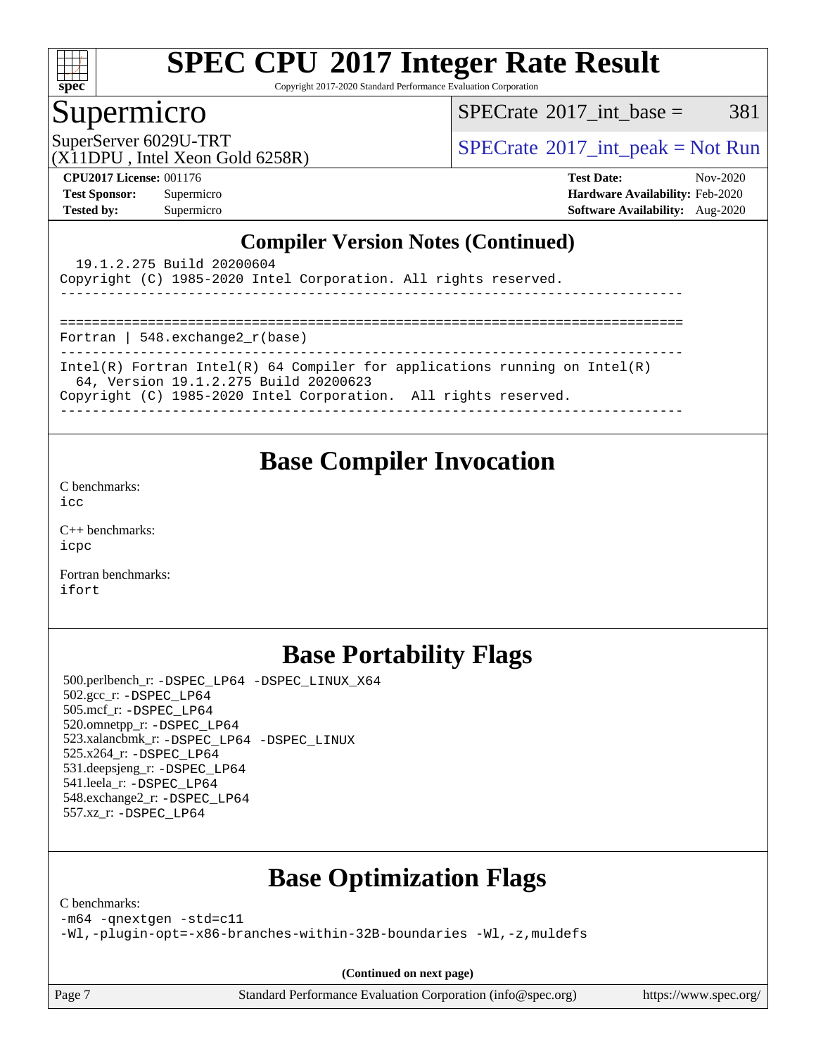## Compiler Version Notes (Continued)

```
  19.1.2.275 Build 20200604
Copyright (C) 1985-2020 Intel Corporation. All rights reserved.
------------------------------------------------------------------------------

==============================================================================
Fortran | 548.exchange2_r(base)
------------------------------------------------------------------------------
Intel(R) Fortran Intel(R) 64 Compiler for applications running on Intel(R)
  64, Version 19.1.2.275 Build 20200623
Copyright (C) 1985-2020 Intel Corporation.  All rights reserved.
------------------------------------------------------------------------------
```

## Base Compiler Invocation

C benchmarks:
icc

C++ benchmarks:
icpc

Fortran benchmarks:
ifort

## Base Portability Flags

500.perlbench_r: -DSPEC_LP64 -DSPEC_LINUX_X64
502.gcc_r: -DSPEC_LP64
505.mcf_r: -DSPEC_LP64
520.omnetpp_r: -DSPEC_LP64
523.xalancbmk_r: -DSPEC_LP64 -DSPEC_LINUX
525.x264_r: -DSPEC_LP64
531.deepsjeng_r: -DSPEC_LP64
541.leela_r: -DSPEC_LP64
548.exchange2_r: -DSPEC_LP64
557.xz_r: -DSPEC_LP64

## Base Optimization Flags

C benchmarks:
-m64 -qnextgen -std=c11
-Wl,-plugin-opt=-x86-branches-within-32B-boundaries -Wl,-z,muldefs

**(Continued on next page)**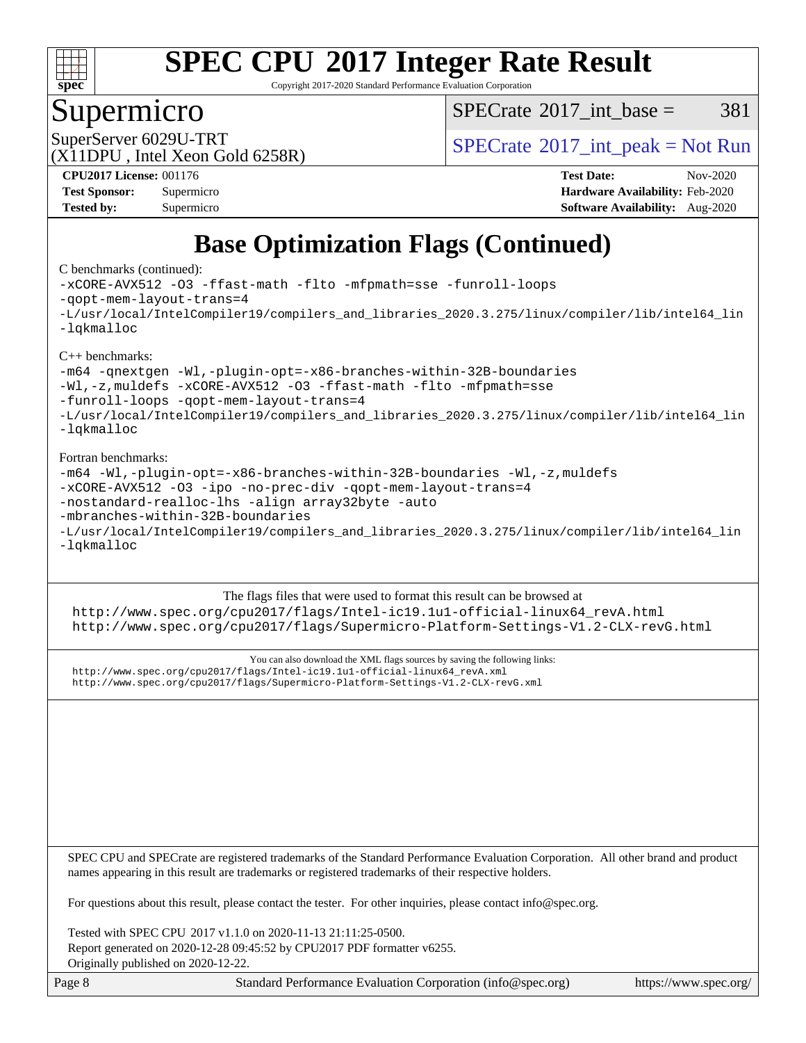# Base Optimization Flags (Continued)

C benchmarks (continued):

```
-xCORE-AVX512 -O3 -ffast-math -flto -mfpmath=sse -funroll-loops
-qopt-mem-layout-trans=4
-L/usr/local/IntelCompiler19/compilers_and_libraries_2020.3.275/linux/compiler/lib/intel64_lin
-lqkmalloc
```

C++ benchmarks:

```
-m64 -qnextgen -Wl,-plugin-opt=-x86-branches-within-32B-boundaries
-Wl,-z,muldefs -xCORE-AVX512 -O3 -ffast-math -flto -mfpmath=sse
-funroll-loops -qopt-mem-layout-trans=4
-L/usr/local/IntelCompiler19/compilers_and_libraries_2020.3.275/linux/compiler/lib/intel64_lin
-lqkmalloc
```

Fortran benchmarks:

```
-m64 -Wl,-plugin-opt=-x86-branches-within-32B-boundaries -Wl,-z,muldefs
-xCORE-AVX512 -O3 -ipo -no-prec-div -qopt-mem-layout-trans=4
-nostandard-realloc-lhs -align array32byte -auto
-mbranches-within-32B-boundaries
-L/usr/local/IntelCompiler19/compilers_and_libraries_2020.3.275/linux/compiler/lib/intel64_lin
-lqkmalloc
```

The flags files that were used to format this result can be browsed at
http://www.spec.org/cpu2017/flags/Intel-ic19.1u1-official-linux64_revA.html
http://www.spec.org/cpu2017/flags/Supermicro-Platform-Settings-V1.2-CLX-revG.html

You can also download the XML flags sources by saving the following links:
http://www.spec.org/cpu2017/flags/Intel-ic19.1u1-official-linux64_revA.xml
http://www.spec.org/cpu2017/flags/Supermicro-Platform-Settings-V1.2-CLX-revG.xml

SPEC CPU and SPECrate are registered trademarks of the Standard Performance Evaluation Corporation. All other brand and product names appearing in this result are trademarks or registered trademarks of their respective holders.

For questions about this result, please contact the tester. For other inquiries, please contact info@spec.org.

Tested with SPEC CPU 2017 v1.1.0 on 2020-11-13 21:11:25-0500.
Report generated on 2020-12-28 09:45:52 by CPU2017 PDF formatter v6255.
Originally published on 2020-12-22.